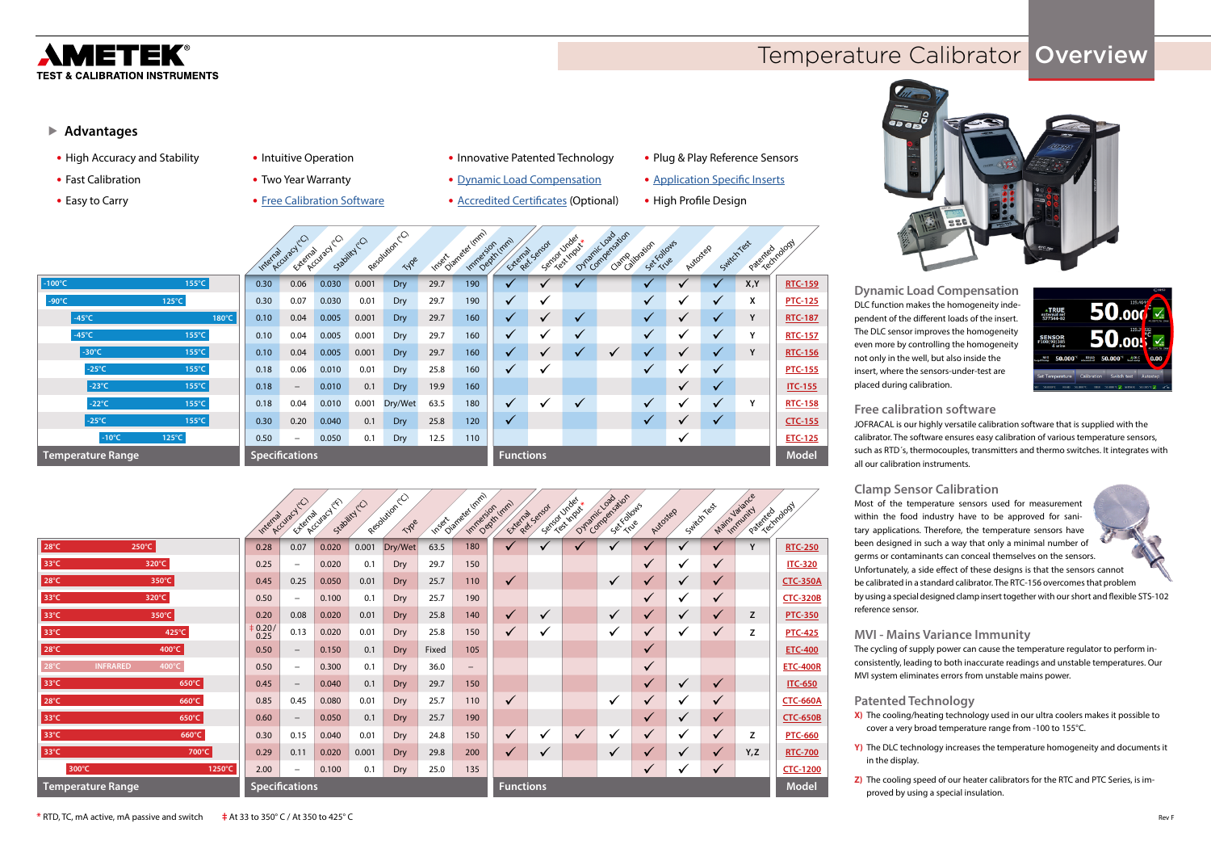# AMETEK

**TEST & CALIBRATION INSTRUMENTS**

# Temperature Calibrator **Overview**

## ▶ Advantages

- High Accuracy and Stability
- Fast Calibration
- Easy to Carry
- Intuitive Operation
- Two Year Warranty
- Free Calibration Software
- Innovative Patented Technology
- Dynamic Load Compensation
- Accredited Certificates (Optional)
- Plug & Play Reference Sensors
- Application Specific Inserts
- High Profile Design

| Temperature Range | Internal Accuracy (°C) | External Accuracy (°C) | Stability (°C) | Resolution (°C) | Type | Insert Diameter (mm) | Immersion Depth (mm) | External Ref Sensor | Sensor Under Test Input* | Dynamic Load Compensation | Clamp Calibration | Set Follows True | Autostep | Switch Test | Patented Technology | Model |
|---|---|---|---|---|---|---|---|---|---|---|---|---|---|---|---|---|
| -100°C to 155°C | 0.30 | 0.06 | 0.030 | 0.001 | Dry | 29.7 | 190 | ✓ | ✓ | ✓ | | ✓ | ✓ | ✓ | X,Y | RTC-159 |
| -90°C to 125°C | 0.30 | 0.07 | 0.030 | 0.01 | Dry | 29.7 | 190 | ✓ | ✓ | | | ✓ | ✓ | ✓ | X | PTC-125 |
| -45°C to 180°C | 0.10 | 0.04 | 0.005 | 0.001 | Dry | 29.7 | 160 | ✓ | ✓ | ✓ | | ✓ | ✓ | ✓ | Y | RTC-187 |
| -45°C to 155°C | 0.10 | 0.04 | 0.005 | 0.001 | Dry | 29.7 | 160 | ✓ | ✓ | ✓ | | ✓ | ✓ | ✓ | Y | RTC-157 |
| -30°C to 155°C | 0.10 | 0.04 | 0.005 | 0.001 | Dry | 29.7 | 160 | ✓ | ✓ | ✓ | ✓ | ✓ | ✓ | ✓ | Y | RTC-156 |
| -25°C to 155°C | 0.18 | 0.06 | 0.010 | 0.01 | Dry | 25.8 | 160 | ✓ | ✓ | | | ✓ | ✓ | ✓ | | PTC-155 |
| -23°C to 155°C | 0.18 | – | 0.010 | 0.1 | Dry | 19.9 | 160 | | | | | | ✓ | ✓ | | ITC-155 |
| -22°C to 155°C | 0.18 | 0.04 | 0.010 | 0.001 | Dry/Wet | 63.5 | 180 | ✓ | ✓ | ✓ | | ✓ | ✓ | ✓ | Y | RTC-158 |
| -25°C to 155°C | 0.30 | 0.20 | 0.040 | 0.1 | Dry | 25.8 | 120 | ✓ | | | | ✓ | ✓ | ✓ | | CTC-155 |
| -10°C to 125°C | 0.50 | – | 0.050 | 0.1 | Dry | 12.5 | 110 | | | | | | ✓ | | | ETC-125 |

| Temperature Range | Internal Accuracy (°C) | External Accuracy (°F) | Stability (°C) | Resolution (°C) | Type | Insert Diameter (mm) | Immersion Depth (mm) | External Ref Sensor | Sensor Under Test Input* | Dynamic Load Compensation | Set Follows True | Autostep | Switch Test | Mains Variance Immunity | Patented Technology | Model |
|---|---|---|---|---|---|---|---|---|---|---|---|---|---|---|---|---|
| 28°C to 250°C | 0.28 | 0.07 | 0.020 | 0.001 | Dry/Wet | 63.5 | 180 | ✓ | ✓ | ✓ | ✓ | ✓ | ✓ | ✓ | Y | RTC-250 |
| 33°C to 320°C | 0.25 | – | 0.020 | 0.1 | Dry | 29.7 | 150 | | | | | ✓ | ✓ | ✓ | | ITC-320 |
| 28°C to 350°C | 0.45 | 0.25 | 0.050 | 0.01 | Dry | 25.7 | 110 | ✓ | | | ✓ | ✓ | ✓ | ✓ | | CTC-350A |
| 33°C to 320°C | 0.50 | – | 0.100 | 0.1 | Dry | 25.7 | 190 | | | | | ✓ | ✓ | ✓ | | CTC-320B |
| 33°C to 350°C | 0.20 | 0.08 | 0.020 | 0.01 | Dry | 25.8 | 140 | ✓ | ✓ | | ✓ | ✓ | ✓ | ✓ | Z | PTC-350 |
| 33°C to 425°C | ‡ 0.20/ 0.25 | 0.13 | 0.020 | 0.01 | Dry | 25.8 | 150 | ✓ | ✓ | | ✓ | ✓ | ✓ | ✓ | Z | PTC-425 |
| 28°C to 400°C | 0.50 | – | 0.150 | 0.1 | Dry | Fixed | 105 | | | | | ✓ | | | | ETC-400 |
| 28°C INFRARED 400°C | 0.50 | – | 0.300 | 0.1 | Dry | 36.0 | – | | | | | ✓ | | | | ETC-400R |
| 33°C to 650°C | 0.45 | – | 0.040 | 0.1 | Dry | 29.7 | 150 | | | | | ✓ | ✓ | ✓ | | ITC-650 |
| 28°C to 660°C | 0.85 | 0.45 | 0.080 | 0.01 | Dry | 25.7 | 110 | ✓ | | | ✓ | ✓ | ✓ | ✓ | | CTC-660A |
| 33°C to 650°C | 0.60 | – | 0.050 | 0.1 | Dry | 25.7 | 190 | | | | | ✓ | ✓ | ✓ | | CTC-650B |
| 33°C to 660°C | 0.30 | 0.15 | 0.040 | 0.01 | Dry | 24.8 | 150 | ✓ | ✓ | ✓ | ✓ | ✓ | ✓ | ✓ | Z | PTC-660 |
| 33°C to 700°C | 0.29 | 0.11 | 0.020 | 0.001 | Dry | 29.8 | 200 | ✓ | ✓ | | ✓ | ✓ | ✓ | ✓ | Y,Z | RTC-700 |
| 300°C to 1250°C | 2.00 | – | 0.100 | 0.1 | Dry | 25.0 | 135 | | | | | ✓ | ✓ | ✓ | | CTC-1200 |

\* RTD, TC, mA active, mA passive and switch ‡ At 33 to 350° C / At 350 to 425° C

## Dynamic Load Compensation

DLC function makes the homogeneity independent of the different loads of the insert. The DLC sensor improves the homogeneity even more by controlling the homogeneity not only in the well, but also inside the insert, where the sensors-under-test are placed during calibration.

## Free calibration software

JOFRACAL is our highly versatile calibration software that is supplied with the calibrator. The software ensures easy calibration of various temperature sensors, such as RTD´s, thermocouples, transmitters and thermo switches. It integrates with all our calibration instruments.

## Clamp Sensor Calibration

Most of the temperature sensors used for measurement within the food industry have to be approved for sanitary applications. Therefore, the temperature sensors have been designed in such a way that only a minimal number of germs or contaminants can conceal themselves on the sensors. Unfortunately, a side effect of these designs is that the sensors cannot be calibrated in a standard calibrator. The RTC-156 overcomes that problem by using a special designed clamp insert together with our short and flexible STS-102 reference sensor.

## MVI - Mains Variance Immunity

The cycling of supply power can cause the temperature regulator to perform inconsistently, leading to both inaccurate readings and unstable temperatures. Our MVI system eliminates errors from unstable mains power.

## Patented Technology

X) The cooling/heating technology used in our ultra coolers makes it possible to cover a very broad temperature range from -100 to 155°C.

Y) The DLC technology increases the temperature homogeneity and documents it in the display.

Z) The cooling speed of our heater calibrators for the RTC and PTC Series, is improved by using a special insulation.

Rev F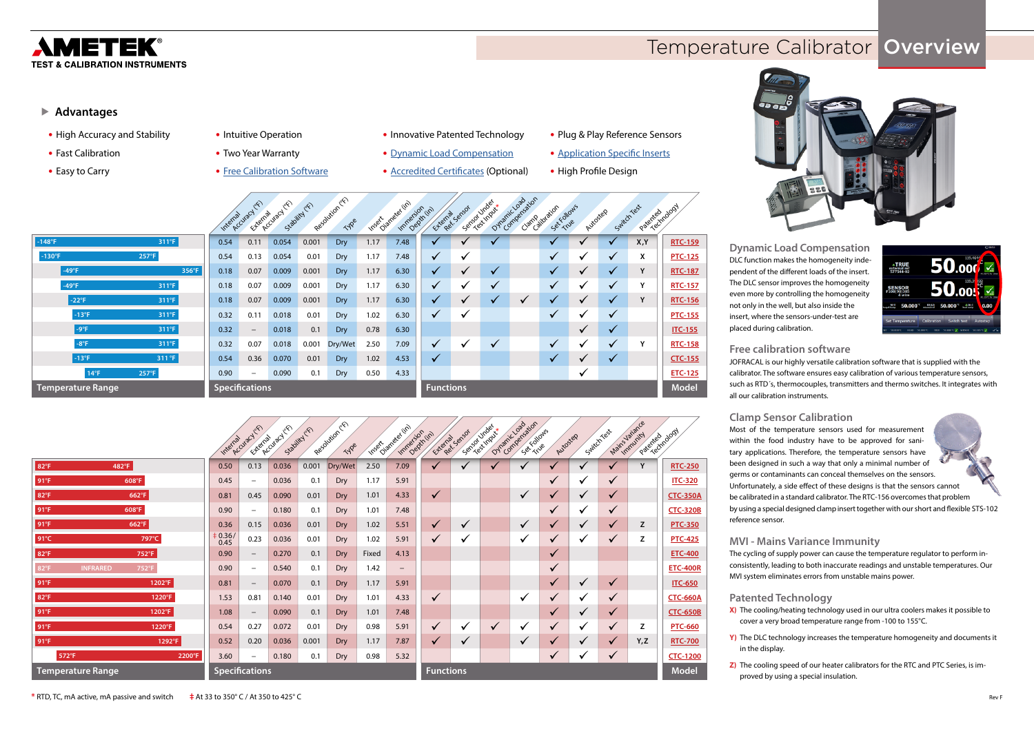# AMETEK®

**TEST & CALIBRATION INSTRUMENTS**

# Temperature Calibrator **Overview**

## ▶ Advantages

- High Accuracy and Stability
- Fast Calibration
- Easy to Carry
- Intuitive Operation
- Two Year Warranty
- Free Calibration Software
- Innovative Patented Technology
- Dynamic Load Compensation
- Accredited Certificates (Optional)
- Plug & Play Reference Sensors
- Application Specific Inserts
- High Profile Design

| Temperature Range | Internal Accuracy (°F) | External Accuracy (°F) | Stability (°F) | Resolution (°F) | Type | Insert Diameter (in) | Immersion Depth (in) | External Ref. Sensor | Sensor Under Test Input* | Dynamic Load Compensation | Clamp Calibration | Set Follows True | Autostep | Switch Test | Patented Technology | Model |
|---|---|---|---|---|---|---|---|---|---|---|---|---|---|---|---|---|
| -148°F – 311°F | 0.54 | 0.11 | 0.054 | 0.001 | Dry | 1.17 | 7.48 | ✓ | ✓ | ✓ | | ✓ | ✓ | ✓ | X,Y | RTC-159 |
| -130°F – 257°F | 0.54 | 0.13 | 0.054 | 0.01 | Dry | 1.17 | 7.48 | ✓ | ✓ | | | ✓ | ✓ | ✓ | X | PTC-125 |
| -49°F – 356°F | 0.18 | 0.07 | 0.009 | 0.001 | Dry | 1.17 | 6.30 | ✓ | ✓ | ✓ | | ✓ | ✓ | ✓ | Y | RTC-187 |
| -49°F – 311°F | 0.18 | 0.07 | 0.009 | 0.001 | Dry | 1.17 | 6.30 | ✓ | ✓ | ✓ | | ✓ | ✓ | ✓ | Y | RTC-157 |
| -22°F – 311°F | 0.18 | 0.07 | 0.009 | 0.001 | Dry | 1.17 | 6.30 | ✓ | ✓ | ✓ | ✓ | ✓ | ✓ | ✓ | Y | RTC-156 |
| -13°F – 311°F | 0.32 | 0.11 | 0.018 | 0.01 | Dry | 1.02 | 6.30 | ✓ | ✓ | | | ✓ | ✓ | ✓ | | PTC-155 |
| -9°F – 311°F | 0.32 | – | 0.018 | 0.1 | Dry | 0.78 | 6.30 | | | | | | ✓ | ✓ | | ITC-155 |
| -8°F – 311°F | 0.32 | 0.07 | 0.018 | 0.001 | Dry/Wet | 2.50 | 7.09 | ✓ | ✓ | ✓ | | ✓ | ✓ | ✓ | Y | RTC-158 |
| -13°F – 311°F | 0.54 | 0.36 | 0.070 | 0.01 | Dry | 1.02 | 4.53 | ✓ | | | | ✓ | ✓ | ✓ | | CTC-155 |
| 14°F – 257°F | 0.90 | – | 0.090 | 0.1 | Dry | 0.50 | 4.33 | | | | | | ✓ | | | ETC-125 |

| Temperature Range | Internal Accuracy (°F) | External Accuracy (°F) | Stability (°F) | Resolution (°F) | Type | Insert Diameter (in) | Immersion Depth (in) | External Ref. Sensor | Sensor Under Test Input* | Dynamic Load Compensation | Set Follows True | Autostep | Switch Test | Mains Variance Immunity | Patented Technology | Model |
|---|---|---|---|---|---|---|---|---|---|---|---|---|---|---|---|---|
| 82°F – 482°F | 0.50 | 0.13 | 0.036 | 0.001 | Dry/Wet | 2.50 | 7.09 | ✓ | ✓ | ✓ | ✓ | ✓ | ✓ | ✓ | Y | RTC-250 |
| 91°F – 608°F | 0.45 | – | 0.036 | 0.1 | Dry | 1.17 | 5.91 | | | | | ✓ | ✓ | ✓ | | ITC-320 |
| 82°F – 662°F | 0.81 | 0.45 | 0.090 | 0.01 | Dry | 1.01 | 4.33 | ✓ | | | ✓ | ✓ | ✓ | ✓ | | CTC-350A |
| 91°F – 608°F | 0.90 | – | 0.180 | 0.1 | Dry | 1.01 | 7.48 | | | | | ✓ | ✓ | ✓ | | CTC-320B |
| 91°F – 662°F | 0.36 | 0.15 | 0.036 | 0.01 | Dry | 1.02 | 5.51 | ✓ | ✓ | | ✓ | ✓ | ✓ | ✓ | Z | PTC-350 |
| 91°C – 797°C | ‡ 0.36/ 0.45 | 0.23 | 0.036 | 0.01 | Dry | 1.02 | 5.91 | ✓ | ✓ | | ✓ | ✓ | ✓ | ✓ | Z | PTC-425 |
| 82°F – 752°F | 0.90 | – | 0.270 | 0.1 | Dry | Fixed | 4.13 | | | | | ✓ | | | | ETC-400 |
| 82°F INFRARED 752°F | 0.90 | – | 0.540 | 0.1 | Dry | 1.42 | – | | | | | ✓ | | | | ETC-400R |
| 91°F – 1202°F | 0.81 | – | 0.070 | 0.1 | Dry | 1.17 | 5.91 | | | | | ✓ | ✓ | ✓ | | ITC-650 |
| 82°F – 1220°F | 1.53 | 0.81 | 0.140 | 0.01 | Dry | 1.01 | 4.33 | ✓ | | | ✓ | ✓ | ✓ | ✓ | | CTC-660A |
| 91°F – 1202°F | 1.08 | – | 0.090 | 0.1 | Dry | 1.01 | 7.48 | | | | | ✓ | ✓ | ✓ | | CTC-650B |
| 91°F – 1220°F | 0.54 | 0.27 | 0.072 | 0.01 | Dry | 0.98 | 5.91 | ✓ | ✓ | ✓ | ✓ | ✓ | ✓ | ✓ | Z | PTC-660 |
| 91°F – 1292°F | 0.52 | 0.20 | 0.036 | 0.001 | Dry | 1.17 | 7.87 | ✓ | ✓ | | ✓ | ✓ | ✓ | ✓ | Y,Z | RTC-700 |
| 572°F – 2200°F | 3.60 | – | 0.180 | 0.1 | Dry | 0.98 | 5.32 | | | | | ✓ | ✓ | ✓ | | CTC-1200 |

\* RTD, TC, mA active, mA passive and switch ‡ At 33 to 350° C / At 350 to 425° C

### Dynamic Load Compensation

DLC function makes the homogeneity independent of the different loads of the insert. The DLC sensor improves the homogeneity even more by controlling the homogeneity not only in the well, but also inside the insert, where the sensors-under-test are placed during calibration.

### Free calibration software

JOFRACAL is our highly versatile calibration software that is supplied with the calibrator. The software ensures easy calibration of various temperature sensors, such as RTD´s, thermocouples, transmitters and thermo switches. It integrates with all our calibration instruments.

### Clamp Sensor Calibration

Most of the temperature sensors used for measurement within the food industry have to be approved for sanitary applications. Therefore, the temperature sensors have been designed in such a way that only a minimal number of germs or contaminants can conceal themselves on the sensors. Unfortunately, a side effect of these designs is that the sensors cannot be calibrated in a standard calibrator. The RTC-156 overcomes that problem by using a special designed clamp insert together with our short and flexible STS-102 reference sensor.

### MVI - Mains Variance Immunity

The cycling of supply power can cause the temperature regulator to perform inconsistently, leading to both inaccurate readings and unstable temperatures. Our MVI system eliminates errors from unstable mains power.

### Patented Technology

**X)** The cooling/heating technology used in our ultra coolers makes it possible to cover a very broad temperature range from -100 to 155°C.

**Y)** The DLC technology increases the temperature homogeneity and documents it in the display.

**Z)** The cooling speed of our heater calibrators for the RTC and PTC Series, is improved by using a special insulation.

Rev F